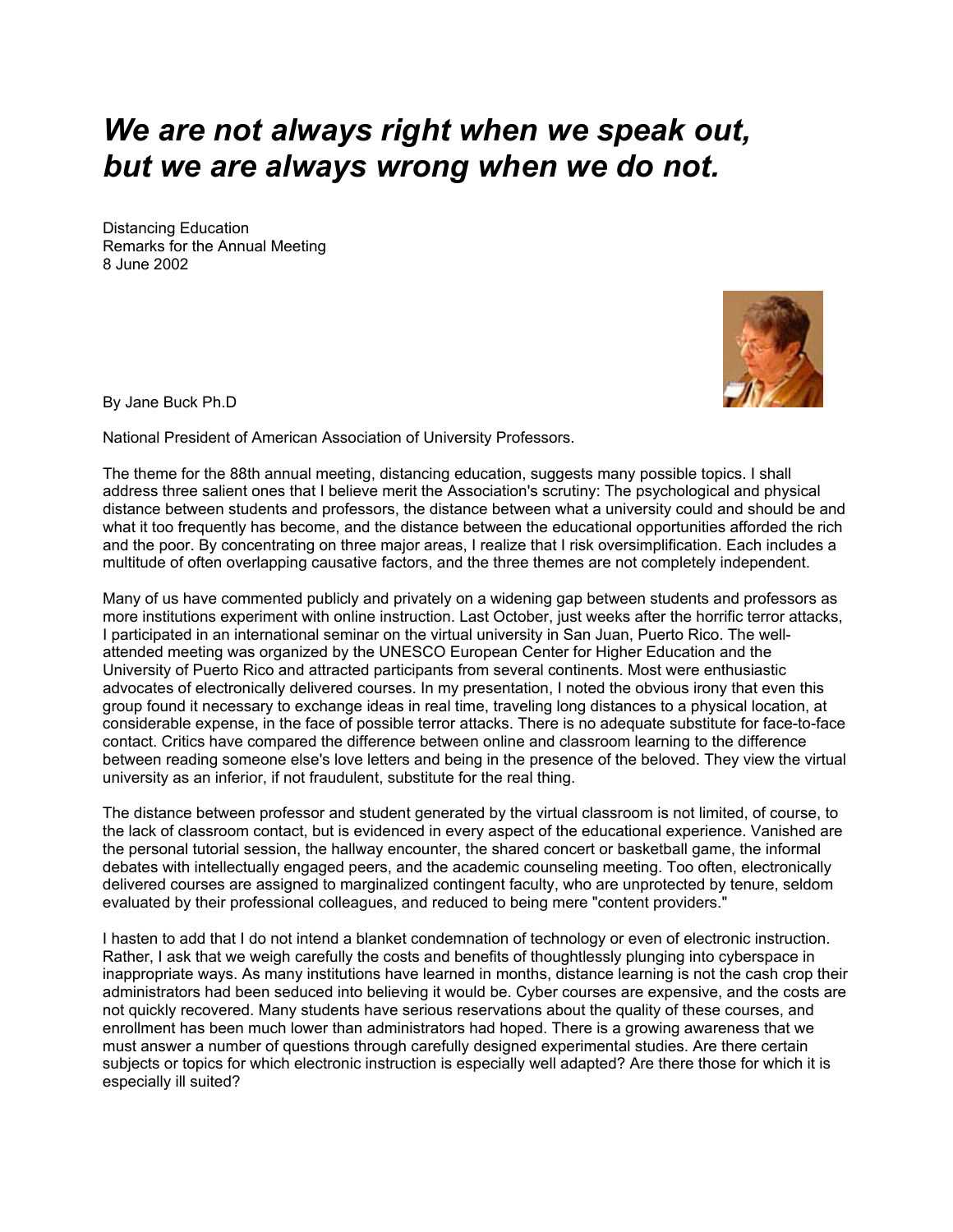# *We are not always right when we speak out, but we are always wrong when we do not.*

Distancing Education
Remarks for the Annual Meeting
8 June 2002

By Jane Buck Ph.D

National President of American Association of University Professors.

The theme for the 88th annual meeting, distancing education, suggests many possible topics. I shall address three salient ones that I believe merit the Association's scrutiny: The psychological and physical distance between students and professors, the distance between what a university could and should be and what it too frequently has become, and the distance between the educational opportunities afforded the rich and the poor. By concentrating on three major areas, I realize that I risk oversimplification. Each includes a multitude of often overlapping causative factors, and the three themes are not completely independent.

Many of us have commented publicly and privately on a widening gap between students and professors as more institutions experiment with online instruction. Last October, just weeks after the horrific terror attacks, I participated in an international seminar on the virtual university in San Juan, Puerto Rico. The well-attended meeting was organized by the UNESCO European Center for Higher Education and the University of Puerto Rico and attracted participants from several continents. Most were enthusiastic advocates of electronically delivered courses. In my presentation, I noted the obvious irony that even this group found it necessary to exchange ideas in real time, traveling long distances to a physical location, at considerable expense, in the face of possible terror attacks. There is no adequate substitute for face-to-face contact. Critics have compared the difference between online and classroom learning to the difference between reading someone else's love letters and being in the presence of the beloved. They view the virtual university as an inferior, if not fraudulent, substitute for the real thing.

The distance between professor and student generated by the virtual classroom is not limited, of course, to the lack of classroom contact, but is evidenced in every aspect of the educational experience. Vanished are the personal tutorial session, the hallway encounter, the shared concert or basketball game, the informal debates with intellectually engaged peers, and the academic counseling meeting. Too often, electronically delivered courses are assigned to marginalized contingent faculty, who are unprotected by tenure, seldom evaluated by their professional colleagues, and reduced to being mere "content providers."

I hasten to add that I do not intend a blanket condemnation of technology or even of electronic instruction. Rather, I ask that we weigh carefully the costs and benefits of thoughtlessly plunging into cyberspace in inappropriate ways. As many institutions have learned in months, distance learning is not the cash crop their administrators had been seduced into believing it would be. Cyber courses are expensive, and the costs are not quickly recovered. Many students have serious reservations about the quality of these courses, and enrollment has been much lower than administrators had hoped. There is a growing awareness that we must answer a number of questions through carefully designed experimental studies. Are there certain subjects or topics for which electronic instruction is especially well adapted? Are there those for which it is especially ill suited?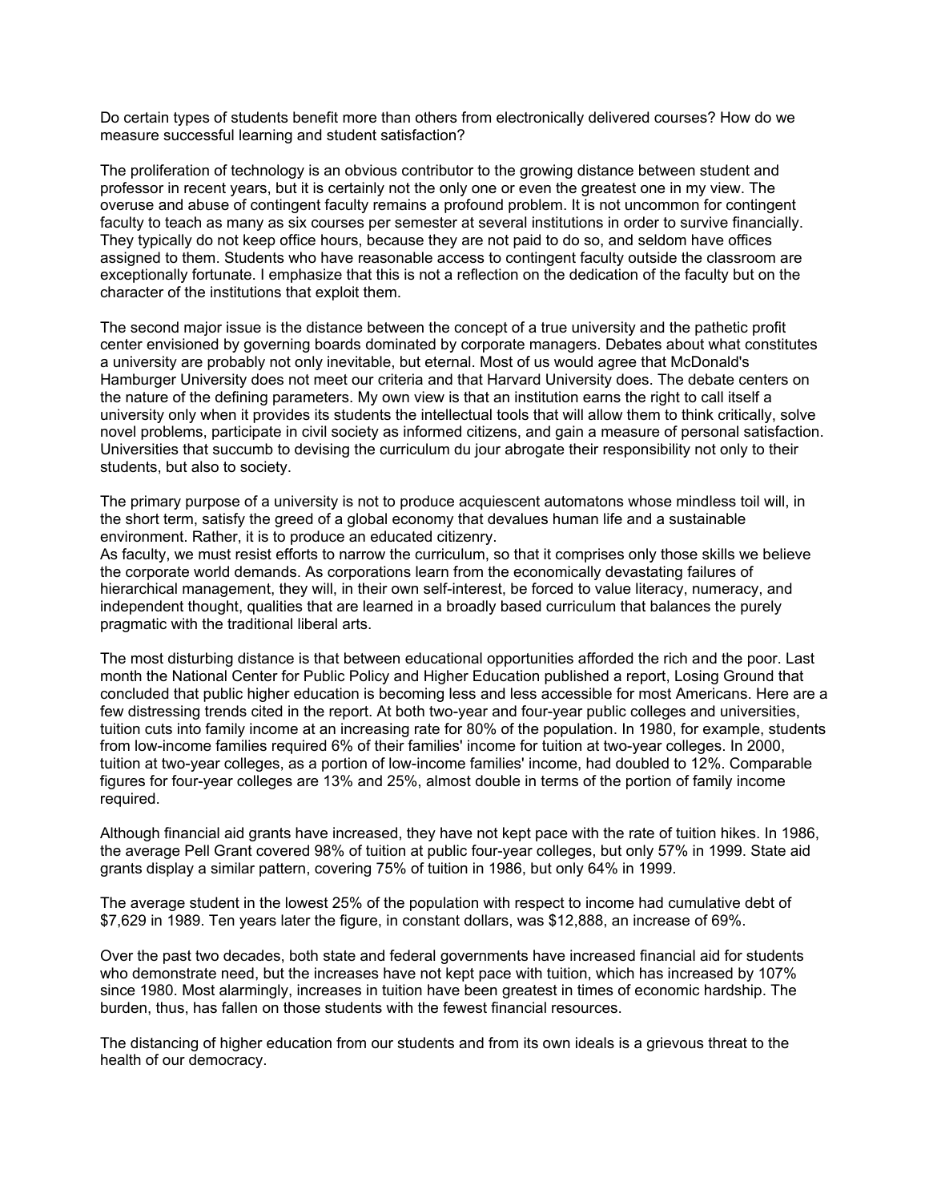Do certain types of students benefit more than others from electronically delivered courses? How do we measure successful learning and student satisfaction?

The proliferation of technology is an obvious contributor to the growing distance between student and professor in recent years, but it is certainly not the only one or even the greatest one in my view. The overuse and abuse of contingent faculty remains a profound problem. It is not uncommon for contingent faculty to teach as many as six courses per semester at several institutions in order to survive financially. They typically do not keep office hours, because they are not paid to do so, and seldom have offices assigned to them. Students who have reasonable access to contingent faculty outside the classroom are exceptionally fortunate. I emphasize that this is not a reflection on the dedication of the faculty but on the character of the institutions that exploit them.

The second major issue is the distance between the concept of a true university and the pathetic profit center envisioned by governing boards dominated by corporate managers. Debates about what constitutes a university are probably not only inevitable, but eternal. Most of us would agree that McDonald's Hamburger University does not meet our criteria and that Harvard University does. The debate centers on the nature of the defining parameters. My own view is that an institution earns the right to call itself a university only when it provides its students the intellectual tools that will allow them to think critically, solve novel problems, participate in civil society as informed citizens, and gain a measure of personal satisfaction. Universities that succumb to devising the curriculum du jour abrogate their responsibility not only to their students, but also to society.

The primary purpose of a university is not to produce acquiescent automatons whose mindless toil will, in the short term, satisfy the greed of a global economy that devalues human life and a sustainable environment. Rather, it is to produce an educated citizenry.

As faculty, we must resist efforts to narrow the curriculum, so that it comprises only those skills we believe the corporate world demands. As corporations learn from the economically devastating failures of hierarchical management, they will, in their own self-interest, be forced to value literacy, numeracy, and independent thought, qualities that are learned in a broadly based curriculum that balances the purely pragmatic with the traditional liberal arts.

The most disturbing distance is that between educational opportunities afforded the rich and the poor. Last month the National Center for Public Policy and Higher Education published a report, Losing Ground that concluded that public higher education is becoming less and less accessible for most Americans. Here are a few distressing trends cited in the report. At both two-year and four-year public colleges and universities, tuition cuts into family income at an increasing rate for 80% of the population. In 1980, for example, students from low-income families required 6% of their families' income for tuition at two-year colleges. In 2000, tuition at two-year colleges, as a portion of low-income families' income, had doubled to 12%. Comparable figures for four-year colleges are 13% and 25%, almost double in terms of the portion of family income required.

Although financial aid grants have increased, they have not kept pace with the rate of tuition hikes. In 1986, the average Pell Grant covered 98% of tuition at public four-year colleges, but only 57% in 1999. State aid grants display a similar pattern, covering 75% of tuition in 1986, but only 64% in 1999.

The average student in the lowest 25% of the population with respect to income had cumulative debt of $7,629 in 1989. Ten years later the figure, in constant dollars, was $12,888, an increase of 69%.

Over the past two decades, both state and federal governments have increased financial aid for students who demonstrate need, but the increases have not kept pace with tuition, which has increased by 107% since 1980. Most alarmingly, increases in tuition have been greatest in times of economic hardship. The burden, thus, has fallen on those students with the fewest financial resources.

The distancing of higher education from our students and from its own ideals is a grievous threat to the health of our democracy.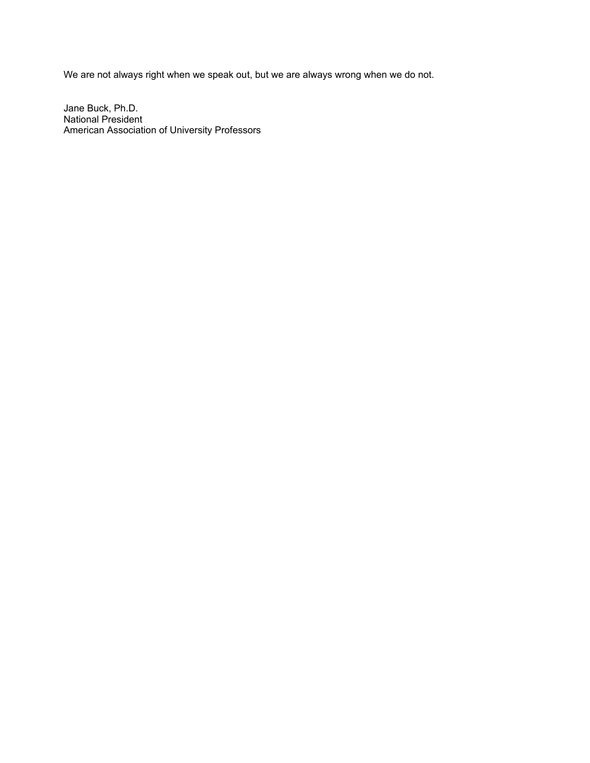We are not always right when we speak out, but we are always wrong when we do not.

Jane Buck, Ph.D.  
National President  
American Association of University Professors